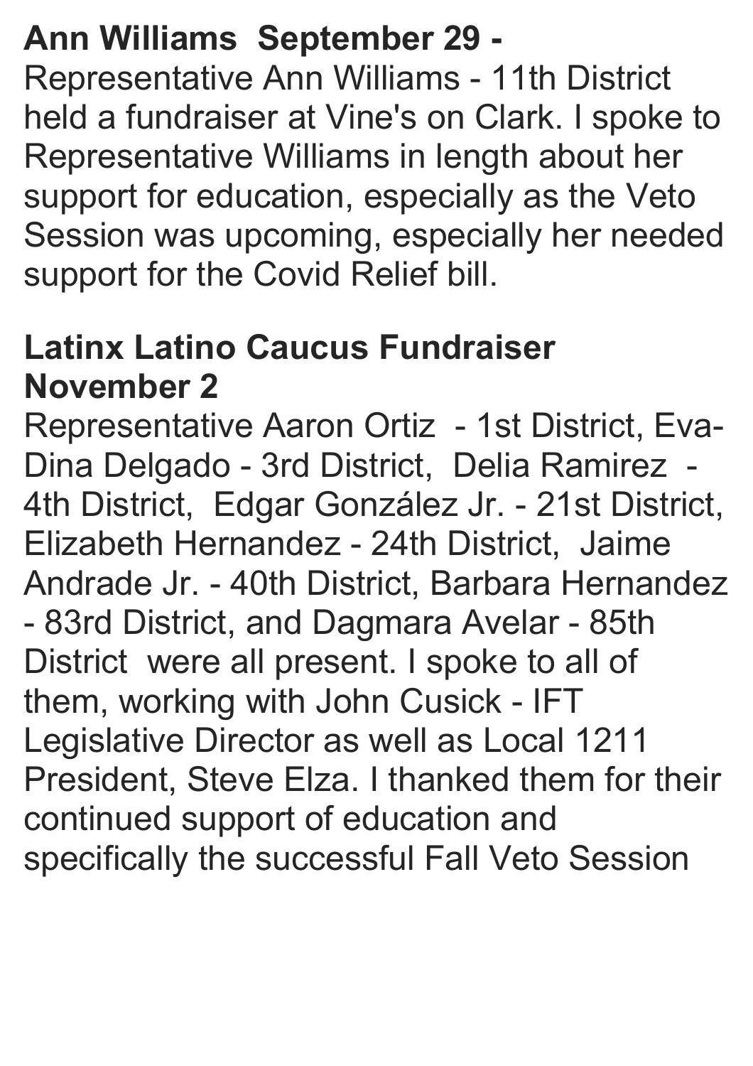**Ann Williams  September 29 -**

Representative Ann Williams - 11th District held a fundraiser at Vine's on Clark. I spoke to Representative Williams in length about her support for education, especially as the Veto Session was upcoming, especially her needed support for the Covid Relief bill.

**Latinx Latino Caucus Fundraiser November 2**

Representative Aaron Ortiz  - 1st District, Eva-Dina Delgado - 3rd District,  Delia Ramirez  - 4th District,  Edgar González Jr. - 21st District, Elizabeth Hernandez - 24th District,  Jaime Andrade Jr. - 40th District, Barbara Hernandez - 83rd District, and Dagmara Avelar - 85th District  were all present. I spoke to all of them, working with John Cusick - IFT Legislative Director as well as Local 1211 President, Steve Elza. I thanked them for their continued support of education and specifically the successful Fall Veto Session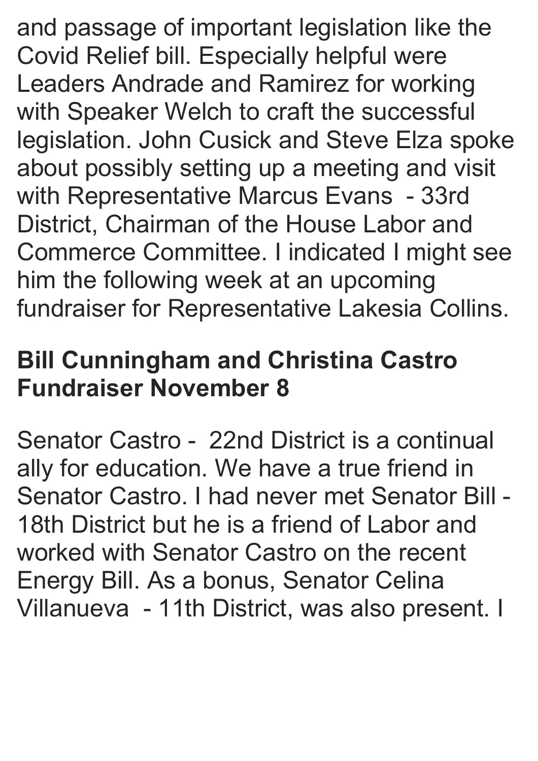and passage of important legislation like the Covid Relief bill. Especially helpful were Leaders Andrade and Ramirez for working with Speaker Welch to craft the successful legislation. John Cusick and Steve Elza spoke about possibly setting up a meeting and visit with Representative Marcus Evans - 33rd District, Chairman of the House Labor and Commerce Committee. I indicated I might see him the following week at an upcoming fundraiser for Representative Lakesia Collins.

**Bill Cunningham and Christina Castro Fundraiser November 8**

Senator Castro - 22nd District is a continual ally for education. We have a true friend in Senator Castro. I had never met Senator Bill - 18th District but he is a friend of Labor and worked with Senator Castro on the recent Energy Bill. As a bonus, Senator Celina Villanueva - 11th District, was also present. I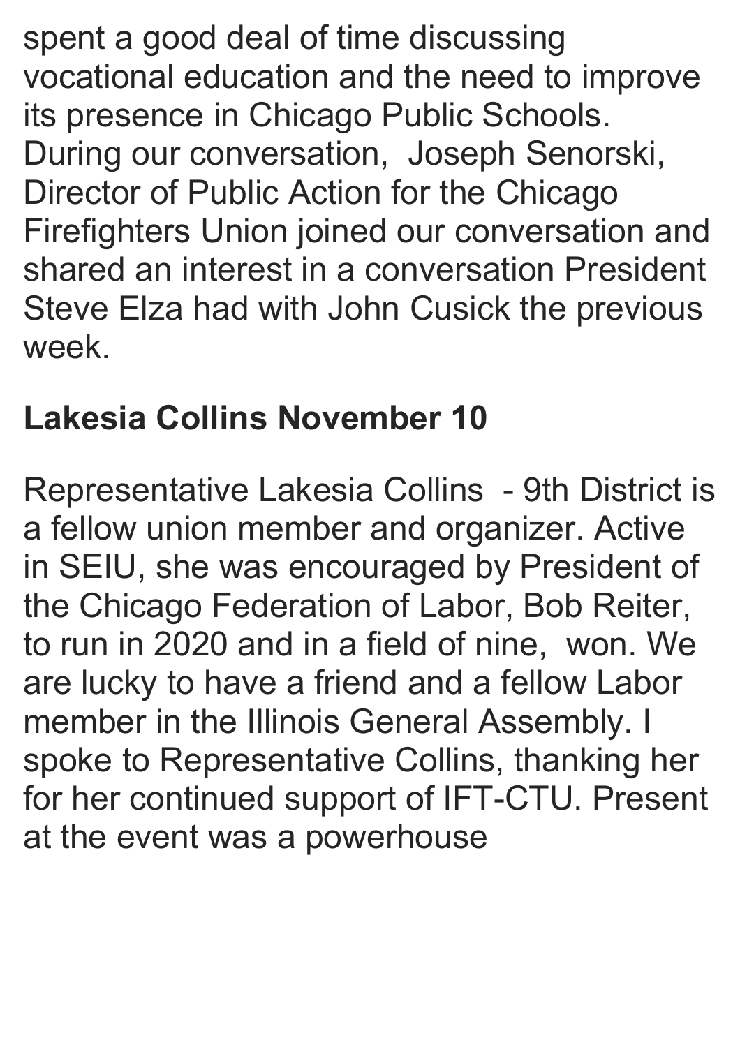spent a good deal of time discussing vocational education and the need to improve its presence in Chicago Public Schools. During our conversation, Joseph Senorski, Director of Public Action for the Chicago Firefighters Union joined our conversation and shared an interest in a conversation President Steve Elza had with John Cusick the previous week.

**Lakesia Collins November 10**

Representative Lakesia Collins - 9th District is a fellow union member and organizer. Active in SEIU, she was encouraged by President of the Chicago Federation of Labor, Bob Reiter, to run in 2020 and in a field of nine, won. We are lucky to have a friend and a fellow Labor member in the Illinois General Assembly. I spoke to Representative Collins, thanking her for her continued support of IFT-CTU. Present at the event was a powerhouse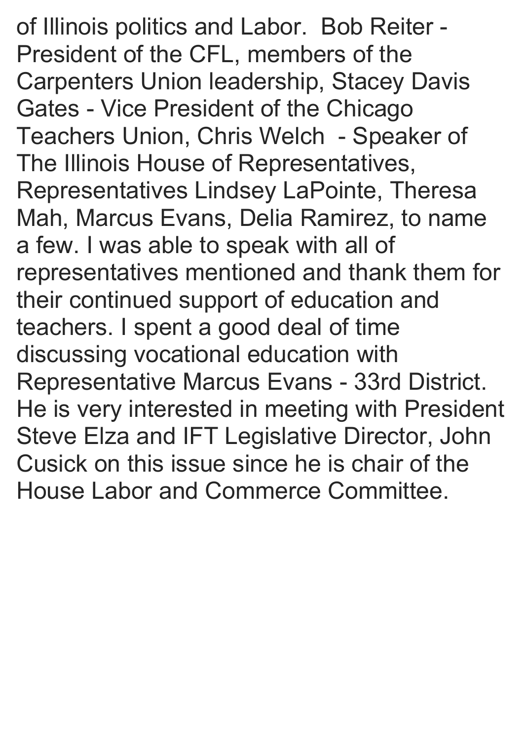of Illinois politics and Labor.  Bob Reiter - President of the CFL, members of the Carpenters Union leadership, Stacey Davis Gates - Vice President of the Chicago Teachers Union, Chris Welch  - Speaker of The Illinois House of Representatives, Representatives Lindsey LaPointe, Theresa Mah, Marcus Evans, Delia Ramirez, to name a few. I was able to speak with all of representatives mentioned and thank them for their continued support of education and teachers. I spent a good deal of time discussing vocational education with Representative Marcus Evans - 33rd District. He is very interested in meeting with President Steve Elza and IFT Legislative Director, John Cusick on this issue since he is chair of the House Labor and Commerce Committee.